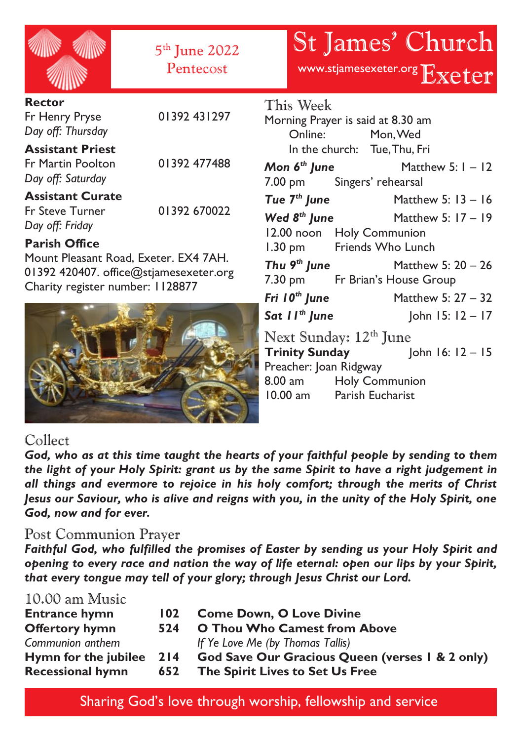5th June 2022
Pentecost

# St James' Church Exeter

www.stjamesexeter.org

**Rector**
Fr Henry Pryse 01392 431297
*Day off: Thursday*

**Assistant Priest**
Fr Martin Poolton 01392 477488
*Day off: Saturday*

**Assistant Curate**
Fr Steve Turner 01392 670022
*Day off: Friday*

**Parish Office**
Mount Pleasant Road, Exeter. EX4 7AH.
01392 420407. office@stjamesexeter.org
Charity register number: 1128877

## This Week

Morning Prayer is said at 8.30 am
Online: Mon, Wed
In the church: Tue, Thu, Fri

***Mon 6th June*** Matthew 5: 1 – 12
7.00 pm Singers' rehearsal

***Tue 7th June*** Matthew 5: 13 – 16

***Wed 8th June*** Matthew 5: 17 – 19
12.00 noon Holy Communion
1.30 pm Friends Who Lunch

***Thu 9th June*** Matthew 5: 20 – 26
7.30 pm Fr Brian's House Group

***Fri 10th June*** Matthew 5: 27 – 32

***Sat 11th June*** John 15: 12 – 17

## Next Sunday: 12th June

**Trinity Sunday** John 16: 12 – 15
Preacher: Joan Ridgway
8.00 am Holy Communion
10.00 am Parish Eucharist

## Collect

***God, who as at this time taught the hearts of your faithful people by sending to them the light of your Holy Spirit: grant us by the same Spirit to have a right judgement in all things and evermore to rejoice in his holy comfort; through the merits of Christ Jesus our Saviour, who is alive and reigns with you, in the unity of the Holy Spirit, one God, now and for ever.***

## Post Communion Prayer

***Faithful God, who fulfilled the promises of Easter by sending us your Holy Spirit and opening to every race and nation the way of life eternal: open our lips by your Spirit, that every tongue may tell of your glory; through Jesus Christ our Lord.***

## 10.00 am Music

| | | |
|---|---|---|
| **Entrance hymn** | **102** | **Come Down, O Love Divine** |
| **Offertory hymn** | **524** | **O Thou Who Camest from Above** |
| *Communion anthem* | | *If Ye Love Me (by Thomas Tallis)* |
| **Hymn for the jubilee** | **214** | **God Save Our Gracious Queen (verses 1 & 2 only)** |
| **Recessional hymn** | **652** | **The Spirit Lives to Set Us Free** |

Sharing God's love through worship, fellowship and service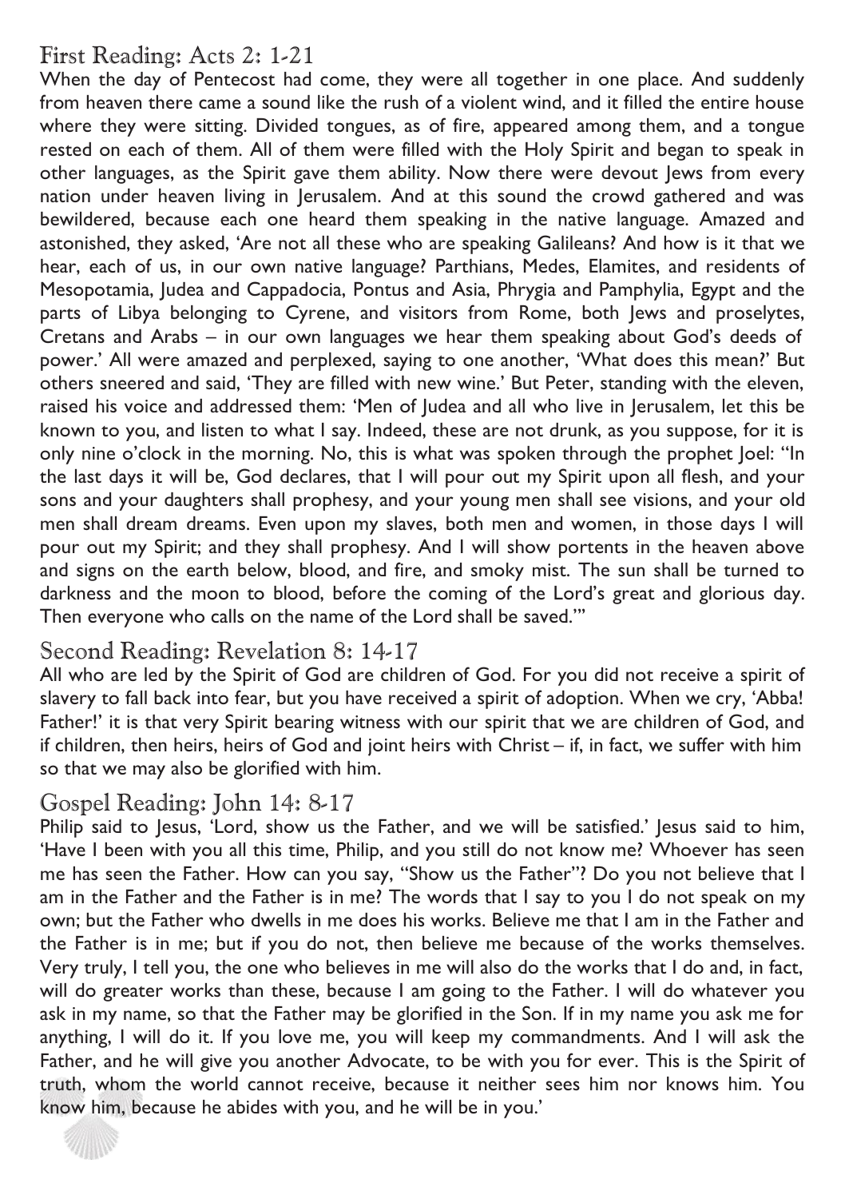## First Reading: Acts 2: 1-21

When the day of Pentecost had come, they were all together in one place. And suddenly from heaven there came a sound like the rush of a violent wind, and it filled the entire house where they were sitting. Divided tongues, as of fire, appeared among them, and a tongue rested on each of them. All of them were filled with the Holy Spirit and began to speak in other languages, as the Spirit gave them ability. Now there were devout Jews from every nation under heaven living in Jerusalem. And at this sound the crowd gathered and was bewildered, because each one heard them speaking in the native language. Amazed and astonished, they asked, 'Are not all these who are speaking Galileans? And how is it that we hear, each of us, in our own native language? Parthians, Medes, Elamites, and residents of Mesopotamia, Judea and Cappadocia, Pontus and Asia, Phrygia and Pamphylia, Egypt and the parts of Libya belonging to Cyrene, and visitors from Rome, both Jews and proselytes, Cretans and Arabs – in our own languages we hear them speaking about God's deeds of power.' All were amazed and perplexed, saying to one another, 'What does this mean?' But others sneered and said, 'They are filled with new wine.' But Peter, standing with the eleven, raised his voice and addressed them: 'Men of Judea and all who live in Jerusalem, let this be known to you, and listen to what I say. Indeed, these are not drunk, as you suppose, for it is only nine o'clock in the morning. No, this is what was spoken through the prophet Joel: "In the last days it will be, God declares, that I will pour out my Spirit upon all flesh, and your sons and your daughters shall prophesy, and your young men shall see visions, and your old men shall dream dreams. Even upon my slaves, both men and women, in those days I will pour out my Spirit; and they shall prophesy. And I will show portents in the heaven above and signs on the earth below, blood, and fire, and smoky mist. The sun shall be turned to darkness and the moon to blood, before the coming of the Lord's great and glorious day. Then everyone who calls on the name of the Lord shall be saved."'

## Second Reading: Revelation 8: 14-17

All who are led by the Spirit of God are children of God. For you did not receive a spirit of slavery to fall back into fear, but you have received a spirit of adoption. When we cry, 'Abba! Father!' it is that very Spirit bearing witness with our spirit that we are children of God, and if children, then heirs, heirs of God and joint heirs with Christ – if, in fact, we suffer with him so that we may also be glorified with him.

## Gospel Reading: John 14: 8-17

Philip said to Jesus, 'Lord, show us the Father, and we will be satisfied.' Jesus said to him, 'Have I been with you all this time, Philip, and you still do not know me? Whoever has seen me has seen the Father. How can you say, "Show us the Father"? Do you not believe that I am in the Father and the Father is in me? The words that I say to you I do not speak on my own; but the Father who dwells in me does his works. Believe me that I am in the Father and the Father is in me; but if you do not, then believe me because of the works themselves. Very truly, I tell you, the one who believes in me will also do the works that I do and, in fact, will do greater works than these, because I am going to the Father. I will do whatever you ask in my name, so that the Father may be glorified in the Son. If in my name you ask me for anything, I will do it. If you love me, you will keep my commandments. And I will ask the Father, and he will give you another Advocate, to be with you for ever. This is the Spirit of truth, whom the world cannot receive, because it neither sees him nor knows him. You know him, because he abides with you, and he will be in you.'